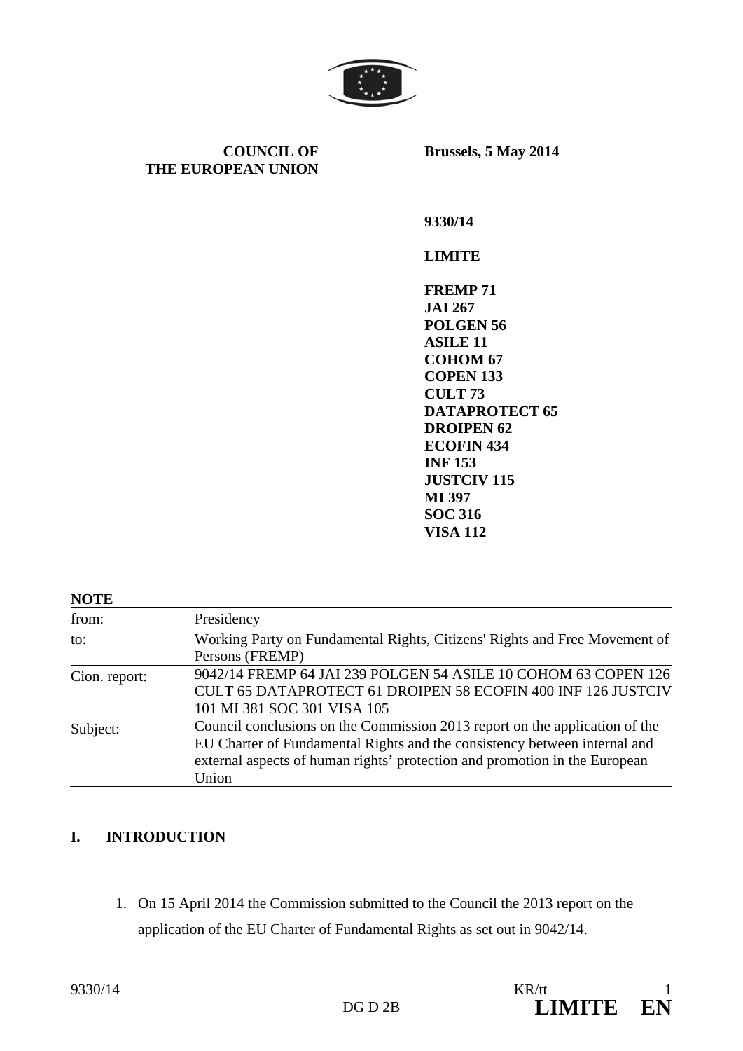**COUNCIL OF THE EUROPEAN UNION**

**Brussels, 5 May 2014**

**9330/14**

**LIMITE**

**FREMP 71**
**JAI 267**
**POLGEN 56**
**ASILE 11**
**COHOM 67**
**COPEN 133**
**CULT 73**
**DATAPROTECT 65**
**DROIPEN 62**
**ECOFIN 434**
**INF 153**
**JUSTCIV 115**
**MI 397**
**SOC 316**
**VISA 112**

**NOTE**

| | |
|---|---|
| from: | Presidency |
| to: | Working Party on Fundamental Rights, Citizens' Rights and Free Movement of Persons (FREMP) |
| Cion. report: | 9042/14 FREMP 64 JAI 239 POLGEN 54 ASILE 10 COHOM 63 COPEN 126 CULT 65 DATAPROTECT 61 DROIPEN 58 ECOFIN 400 INF 126 JUSTCIV 101 MI 381 SOC 301 VISA 105 |
| Subject: | Council conclusions on the Commission 2013 report on the application of the EU Charter of Fundamental Rights and the consistency between internal and external aspects of human rights' protection and promotion in the European Union |

## I. INTRODUCTION

1. On 15 April 2014 the Commission submitted to the Council the 2013 report on the application of the EU Charter of Fundamental Rights as set out in 9042/14.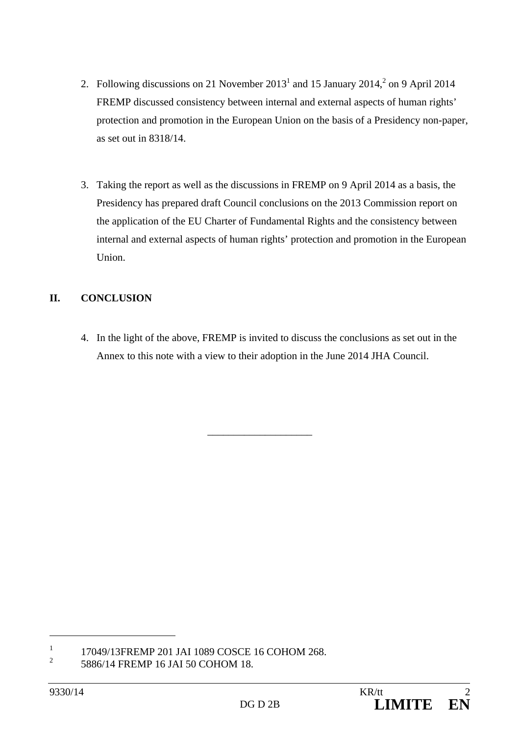2. Following discussions on 21 November 2013[1] and 15 January 2014,[2] on 9 April 2014 FREMP discussed consistency between internal and external aspects of human rights' protection and promotion in the European Union on the basis of a Presidency non-paper, as set out in 8318/14.

3. Taking the report as well as the discussions in FREMP on 9 April 2014 as a basis, the Presidency has prepared draft Council conclusions on the 2013 Commission report on the application of the EU Charter of Fundamental Rights and the consistency between internal and external aspects of human rights' protection and promotion in the European Union.

## II. CONCLUSION

4. In the light of the above, FREMP is invited to discuss the conclusions as set out in the Annex to this note with a view to their adoption in the June 2014 JHA Council.

___________________

[1] 17049/13FREMP 201 JAI 1089 COSCE 16 COHOM 268.

[2] 5886/14 FREMP 16 JAI 50 COHOM 18.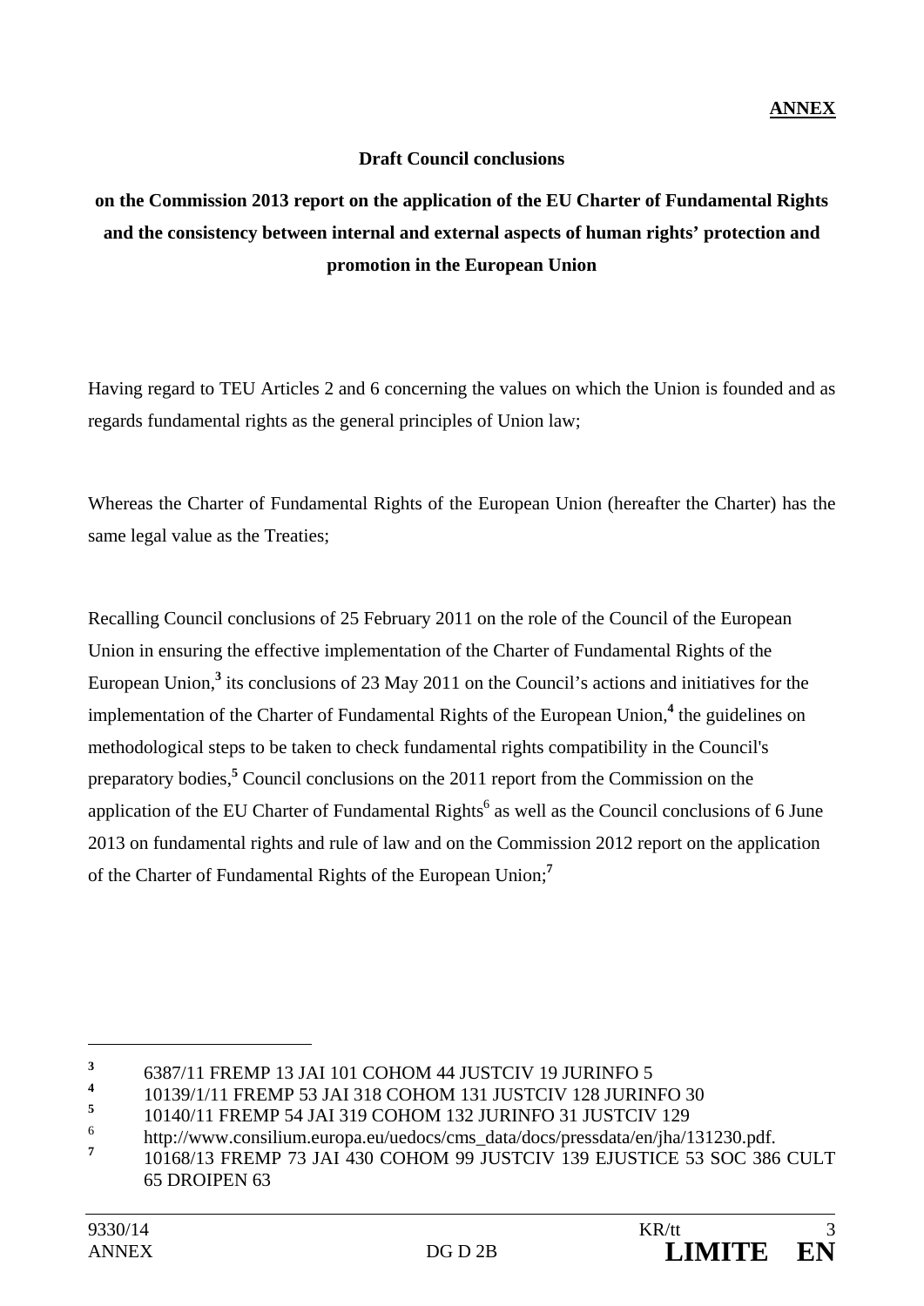**ANNEX**

**Draft Council conclusions**

**on the Commission 2013 report on the application of the EU Charter of Fundamental Rights and the consistency between internal and external aspects of human rights' protection and promotion in the European Union**

Having regard to TEU Articles 2 and 6 concerning the values on which the Union is founded and as regards fundamental rights as the general principles of Union law;

Whereas the Charter of Fundamental Rights of the European Union (hereafter the Charter) has the same legal value as the Treaties;

Recalling Council conclusions of 25 February 2011 on the role of the Council of the European Union in ensuring the effective implementation of the Charter of Fundamental Rights of the European Union,[3] its conclusions of 23 May 2011 on the Council's actions and initiatives for the implementation of the Charter of Fundamental Rights of the European Union,[4] the guidelines on methodological steps to be taken to check fundamental rights compatibility in the Council's preparatory bodies,[5] Council conclusions on the 2011 report from the Commission on the application of the EU Charter of Fundamental Rights[6] as well as the Council conclusions of 6 June 2013 on fundamental rights and rule of law and on the Commission 2012 report on the application of the Charter of Fundamental Rights of the European Union;[7]

---

[3] 6387/11 FREMP 13 JAI 101 COHOM 44 JUSTCIV 19 JURINFO 5

[4] 10139/1/11 FREMP 53 JAI 318 COHOM 131 JUSTCIV 128 JURINFO 30

[5] 10140/11 FREMP 54 JAI 319 COHOM 132 JURINFO 31 JUSTCIV 129

[6] http://www.consilium.europa.eu/uedocs/cms_data/docs/pressdata/en/jha/131230.pdf.

[7] 10168/13 FREMP 73 JAI 430 COHOM 99 JUSTCIV 139 EJUSTICE 53 SOC 386 CULT 65 DROIPEN 63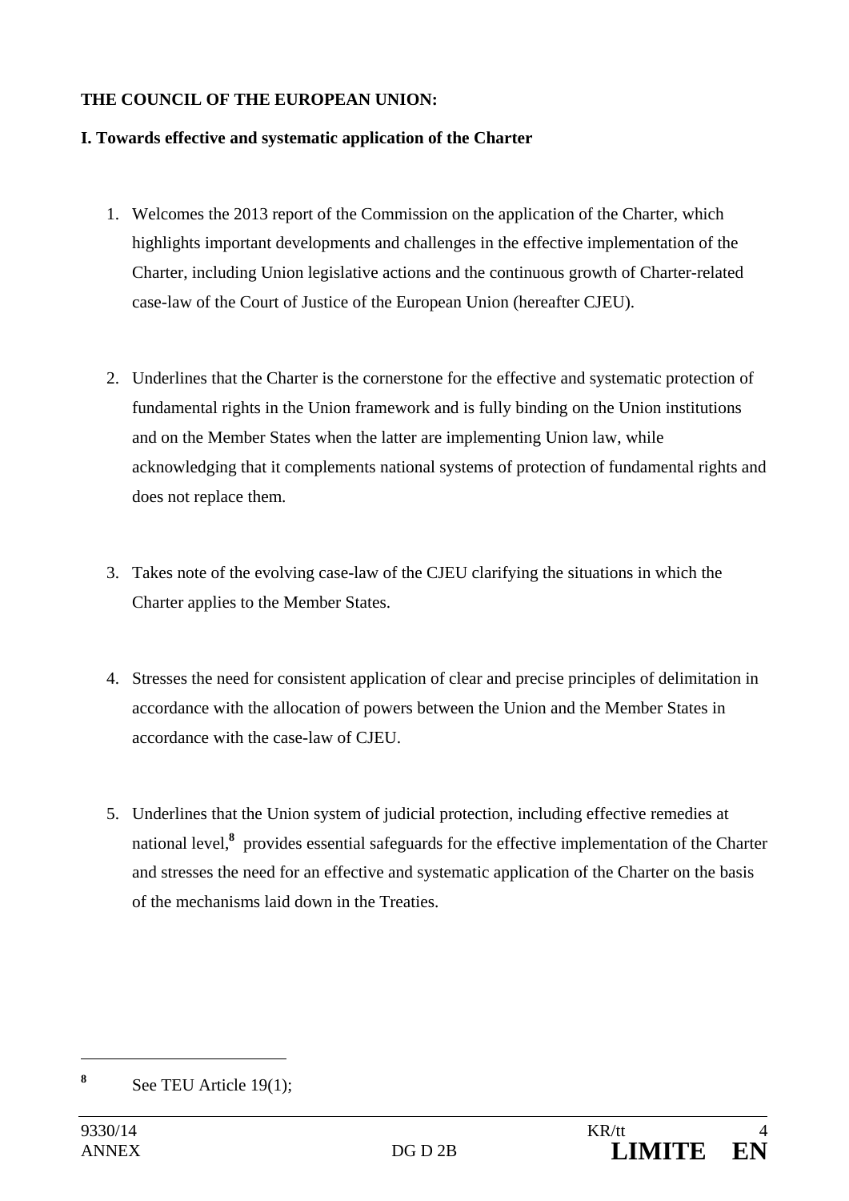**THE COUNCIL OF THE EUROPEAN UNION:**

**I. Towards effective and systematic application of the Charter**

1. Welcomes the 2013 report of the Commission on the application of the Charter, which highlights important developments and challenges in the effective implementation of the Charter, including Union legislative actions and the continuous growth of Charter-related case-law of the Court of Justice of the European Union (hereafter CJEU).

2. Underlines that the Charter is the cornerstone for the effective and systematic protection of fundamental rights in the Union framework and is fully binding on the Union institutions and on the Member States when the latter are implementing Union law, while acknowledging that it complements national systems of protection of fundamental rights and does not replace them.

3. Takes note of the evolving case-law of the CJEU clarifying the situations in which the Charter applies to the Member States.

4. Stresses the need for consistent application of clear and precise principles of delimitation in accordance with the allocation of powers between the Union and the Member States in accordance with the case-law of CJEU.

5. Underlines that the Union system of judicial protection, including effective remedies at national level,[8] provides essential safeguards for the effective implementation of the Charter and stresses the need for an effective and systematic application of the Charter on the basis of the mechanisms laid down in the Treaties.

---

[8] See TEU Article 19(1);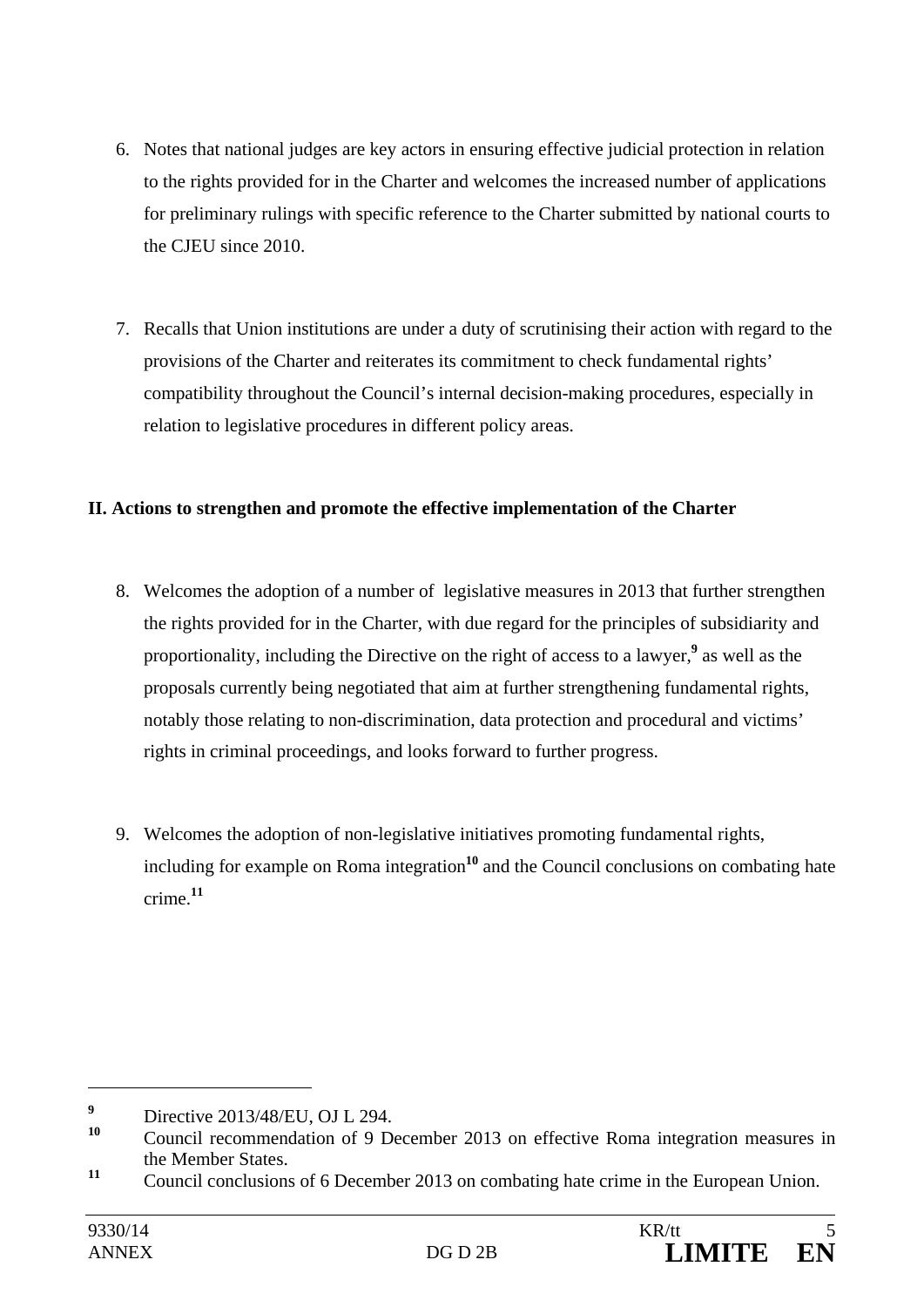6. Notes that national judges are key actors in ensuring effective judicial protection in relation to the rights provided for in the Charter and welcomes the increased number of applications for preliminary rulings with specific reference to the Charter submitted by national courts to the CJEU since 2010.

7. Recalls that Union institutions are under a duty of scrutinising their action with regard to the provisions of the Charter and reiterates its commitment to check fundamental rights' compatibility throughout the Council's internal decision-making procedures, especially in relation to legislative procedures in different policy areas.

**II. Actions to strengthen and promote the effective implementation of the Charter**

8. Welcomes the adoption of a number of legislative measures in 2013 that further strengthen the rights provided for in the Charter, with due regard for the principles of subsidiarity and proportionality, including the Directive on the right of access to a lawyer,[9] as well as the proposals currently being negotiated that aim at further strengthening fundamental rights, notably those relating to non-discrimination, data protection and procedural and victims' rights in criminal proceedings, and looks forward to further progress.

9. Welcomes the adoption of non-legislative initiatives promoting fundamental rights, including for example on Roma integration[10] and the Council conclusions on combating hate crime.[11]

---

[9] Directive 2013/48/EU, OJ L 294.

[10] Council recommendation of 9 December 2013 on effective Roma integration measures in the Member States.

[11] Council conclusions of 6 December 2013 on combating hate crime in the European Union.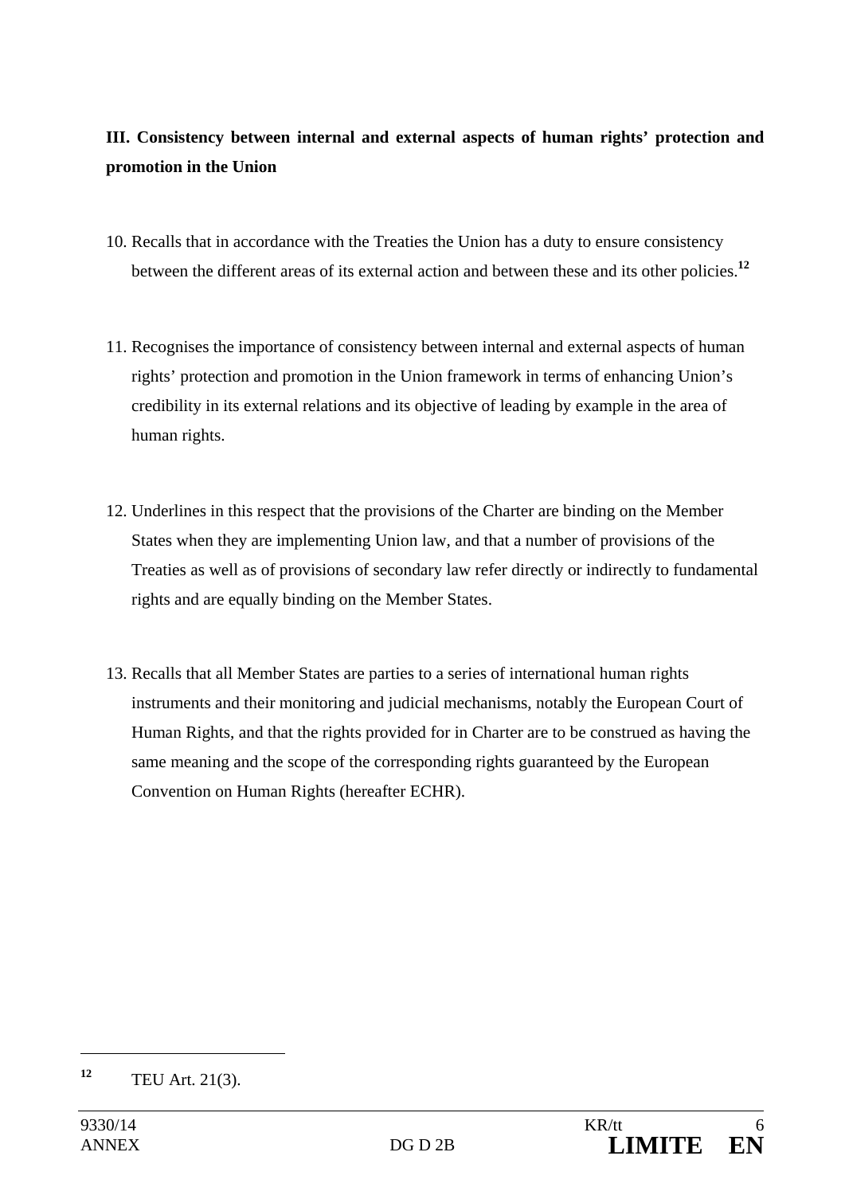**III. Consistency between internal and external aspects of human rights' protection and promotion in the Union**

10. Recalls that in accordance with the Treaties the Union has a duty to ensure consistency between the different areas of its external action and between these and its other policies.[12]

11. Recognises the importance of consistency between internal and external aspects of human rights' protection and promotion in the Union framework in terms of enhancing Union's credibility in its external relations and its objective of leading by example in the area of human rights.

12. Underlines in this respect that the provisions of the Charter are binding on the Member States when they are implementing Union law, and that a number of provisions of the Treaties as well as of provisions of secondary law refer directly or indirectly to fundamental rights and are equally binding on the Member States.

13. Recalls that all Member States are parties to a series of international human rights instruments and their monitoring and judicial mechanisms, notably the European Court of Human Rights, and that the rights provided for in Charter are to be construed as having the same meaning and the scope of the corresponding rights guaranteed by the European Convention on Human Rights (hereafter ECHR).

---

[12] TEU Art. 21(3).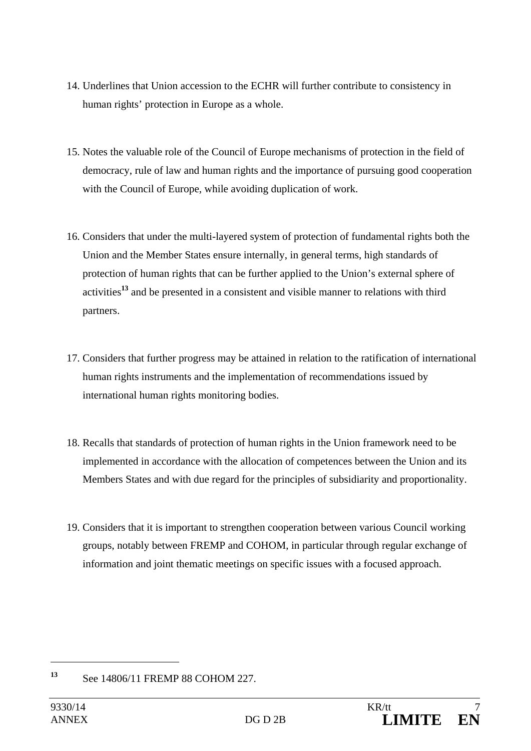14. Underlines that Union accession to the ECHR will further contribute to consistency in human rights' protection in Europe as a whole.

15. Notes the valuable role of the Council of Europe mechanisms of protection in the field of democracy, rule of law and human rights and the importance of pursuing good cooperation with the Council of Europe, while avoiding duplication of work.

16. Considers that under the multi-layered system of protection of fundamental rights both the Union and the Member States ensure internally, in general terms, high standards of protection of human rights that can be further applied to the Union's external sphere of activities[13] and be presented in a consistent and visible manner to relations with third partners.

17. Considers that further progress may be attained in relation to the ratification of international human rights instruments and the implementation of recommendations issued by international human rights monitoring bodies.

18. Recalls that standards of protection of human rights in the Union framework need to be implemented in accordance with the allocation of competences between the Union and its Members States and with due regard for the principles of subsidiarity and proportionality.

19. Considers that it is important to strengthen cooperation between various Council working groups, notably between FREMP and COHOM, in particular through regular exchange of information and joint thematic meetings on specific issues with a focused approach.

---

[13] See 14806/11 FREMP 88 COHOM 227.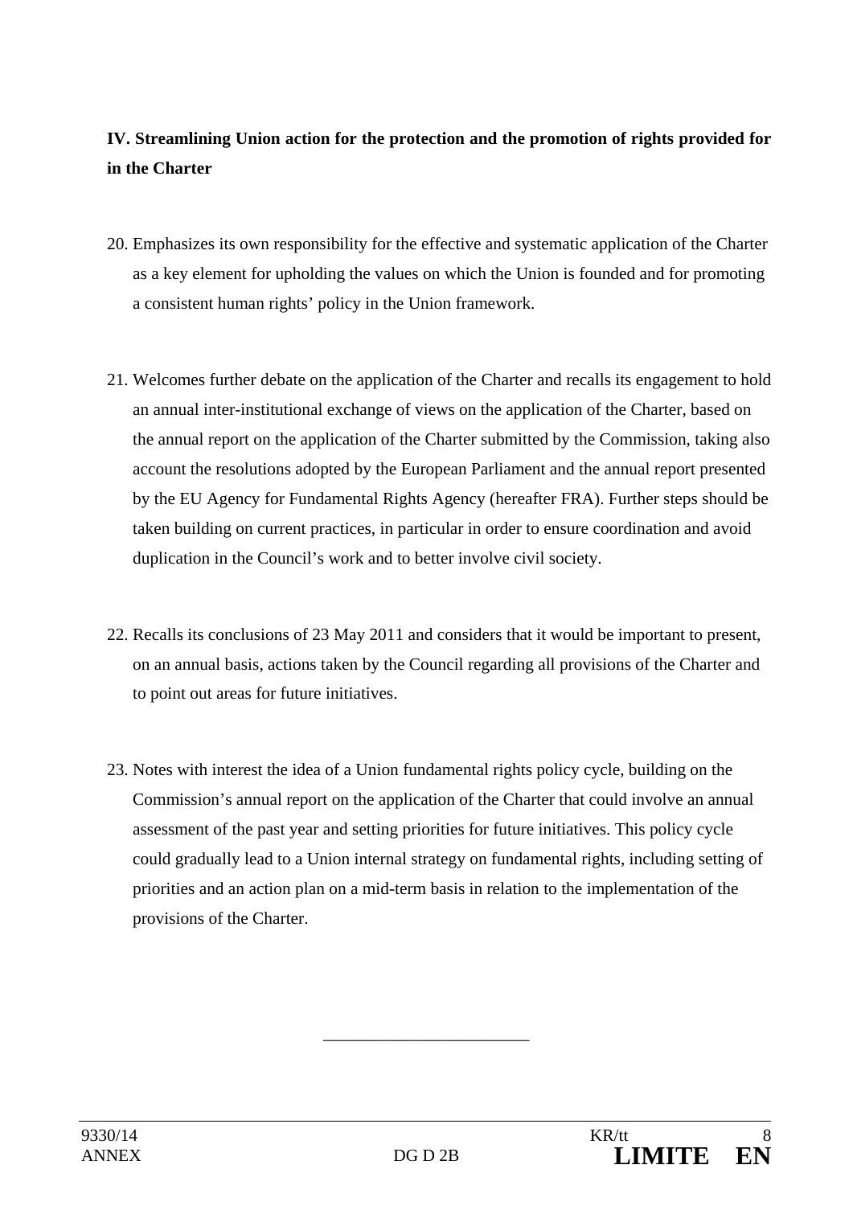**IV. Streamlining Union action for the protection and the promotion of rights provided for in the Charter**

20. Emphasizes its own responsibility for the effective and systematic application of the Charter as a key element for upholding the values on which the Union is founded and for promoting a consistent human rights' policy in the Union framework.

21. Welcomes further debate on the application of the Charter and recalls its engagement to hold an annual inter-institutional exchange of views on the application of the Charter, based on the annual report on the application of the Charter submitted by the Commission, taking also account the resolutions adopted by the European Parliament and the annual report presented by the EU Agency for Fundamental Rights Agency (hereafter FRA). Further steps should be taken building on current practices, in particular in order to ensure coordination and avoid duplication in the Council's work and to better involve civil society.

22. Recalls its conclusions of 23 May 2011 and considers that it would be important to present, on an annual basis, actions taken by the Council regarding all provisions of the Charter and to point out areas for future initiatives.

23. Notes with interest the idea of a Union fundamental rights policy cycle, building on the Commission's annual report on the application of the Charter that could involve an annual assessment of the past year and setting priorities for future initiatives. This policy cycle could gradually lead to a Union internal strategy on fundamental rights, including setting of priorities and an action plan on a mid-term basis in relation to the implementation of the provisions of the Charter.

________________________